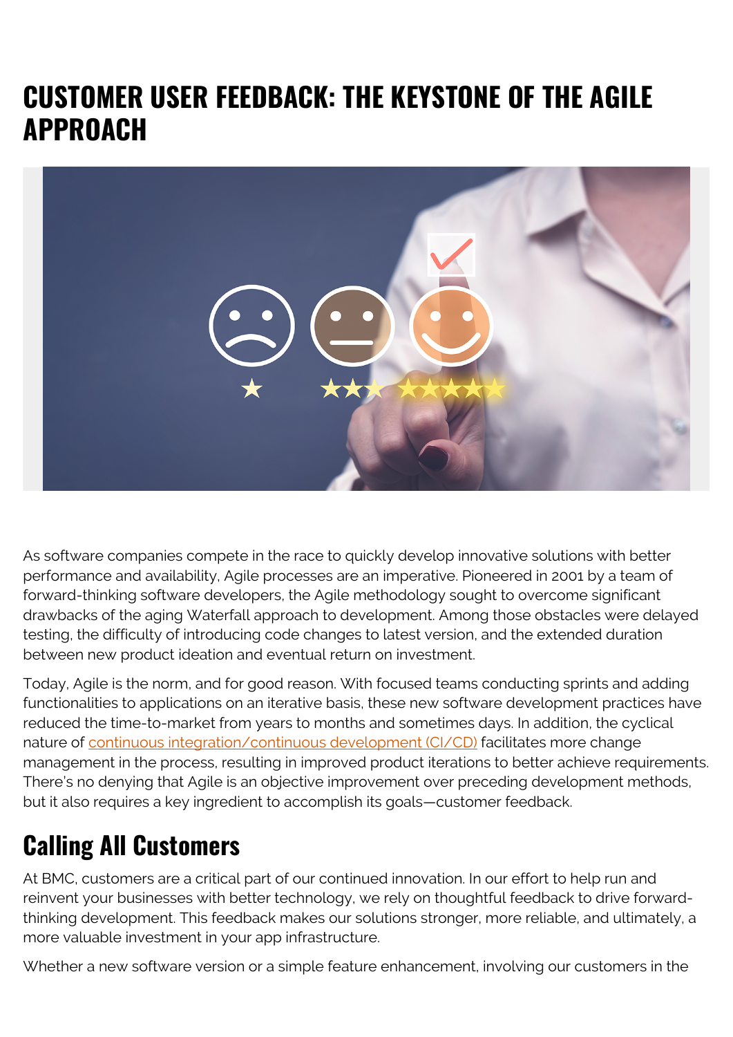# CUSTOMER USER FEEDBACK: THE KEYSTONE OF THE AGILE APPROACH

As software companies compete in the race to quickly develop innovative solutions with better performance and availability, Agile processes are an imperative. Pioneered in 2001 by a team of forward-thinking software developers, the Agile methodology sought to overcome significant drawbacks of the aging Waterfall approach to development. Among those obstacles were delayed testing, the difficulty of introducing code changes to latest version, and the extended duration between new product ideation and eventual return on investment.

Today, Agile is the norm, and for good reason. With focused teams conducting sprints and adding functionalities to applications on an iterative basis, these new software development practices have reduced the time-to-market from years to months and sometimes days. In addition, the cyclical nature of continuous integration/continuous development (CI/CD) facilitates more change management in the process, resulting in improved product iterations to better achieve requirements. There's no denying that Agile is an objective improvement over preceding development methods, but it also requires a key ingredient to accomplish its goals—customer feedback.

## Calling All Customers

At BMC, customers are a critical part of our continued innovation. In our effort to help run and reinvent your businesses with better technology, we rely on thoughtful feedback to drive forward-thinking development. This feedback makes our solutions stronger, more reliable, and ultimately, a more valuable investment in your app infrastructure.

Whether a new software version or a simple feature enhancement, involving our customers in the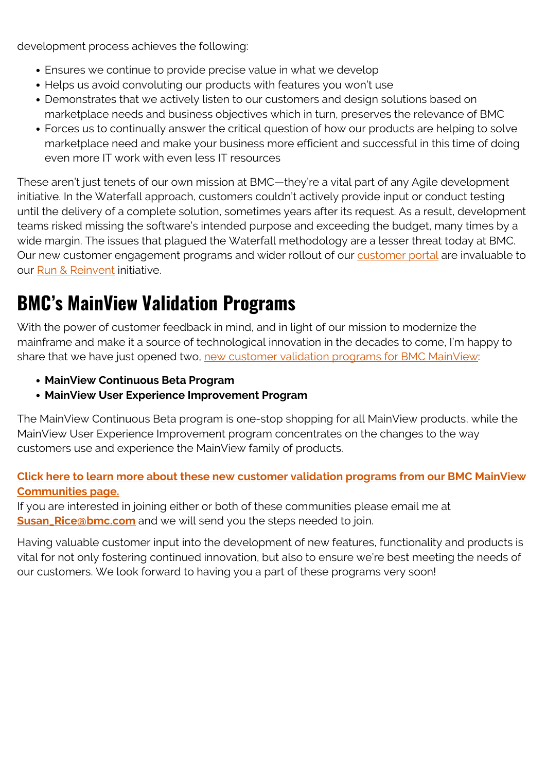development process achieves the following:

- Ensures we continue to provide precise value in what we develop
- Helps us avoid convoluting our products with features you won't use
- Demonstrates that we actively listen to our customers and design solutions based on marketplace needs and business objectives which in turn, preserves the relevance of BMC
- Forces us to continually answer the critical question of how our products are helping to solve marketplace need and make your business more efficient and successful in this time of doing even more IT work with even less IT resources

These aren't just tenets of our own mission at BMC—they're a vital part of any Agile development initiative. In the Waterfall approach, customers couldn't actively provide input or conduct testing until the delivery of a complete solution, sometimes years after its request. As a result, development teams risked missing the software's intended purpose and exceeding the budget, many times by a wide margin. The issues that plagued the Waterfall methodology are a lesser threat today at BMC. Our new customer engagement programs and wider rollout of our customer portal are invaluable to our Run & Reinvent initiative.

## BMC's MainView Validation Programs

With the power of customer feedback in mind, and in light of our mission to modernize the mainframe and make it a source of technological innovation in the decades to come, I'm happy to share that we have just opened two, new customer validation programs for BMC MainView:

- **MainView Continuous Beta Program**
- **MainView User Experience Improvement Program**

The MainView Continuous Beta program is one-stop shopping for all MainView products, while the MainView User Experience Improvement program concentrates on the changes to the way customers use and experience the MainView family of products.

**Click here to learn more about these new customer validation programs from our BMC MainView Communities page.**
If you are interested in joining either or both of these communities please email me at **Susan_Rice@bmc.com** and we will send you the steps needed to join.

Having valuable customer input into the development of new features, functionality and products is vital for not only fostering continued innovation, but also to ensure we're best meeting the needs of our customers. We look forward to having you a part of these programs very soon!